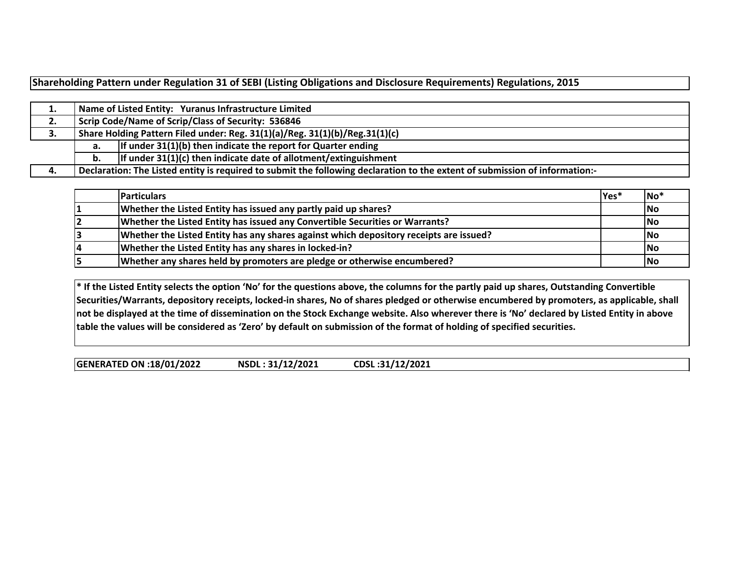**Shareholding Pattern under Regulation 31 of SEBI (Listing Obligations and Disclosure Requirements) Regulations, 2015**

| | | |
|---|---|---|
| 1. | Name of Listed Entity: Yuranus Infrastructure Limited | |
| 2. | Scrip Code/Name of Scrip/Class of Security: 536846 | |
| 3. | Share Holding Pattern Filed under: Reg. 31(1)(a)/Reg. 31(1)(b)/Reg.31(1)(c) | |
| | a. | If under 31(1)(b) then indicate the report for Quarter ending |
| | b. | If under 31(1)(c) then indicate date of allotment/extinguishment |
| 4. | Declaration: The Listed entity is required to submit the following declaration to the extent of submission of information:- | |

| | Particulars | Yes* | No* |
|---|---|---|---|
| 1 | Whether the Listed Entity has issued any partly paid up shares? | | No |
| 2 | Whether the Listed Entity has issued any Convertible Securities or Warrants? | | No |
| 3 | Whether the Listed Entity has any shares against which depository receipts are issued? | | No |
| 4 | Whether the Listed Entity has any shares in locked-in? | | No |
| 5 | Whether any shares held by promoters are pledge or otherwise encumbered? | | No |

**\* If the Listed Entity selects the option 'No' for the questions above, the columns for the partly paid up shares, Outstanding Convertible Securities/Warrants, depository receipts, locked-in shares, No of shares pledged or otherwise encumbered by promoters, as applicable, shall not be displayed at the time of dissemination on the Stock Exchange website. Also wherever there is 'No' declared by Listed Entity in above table the values will be considered as 'Zero' by default on submission of the format of holding of specified securities.**

**GENERATED ON :18/01/2022 NSDL : 31/12/2021 CDSL :31/12/2021**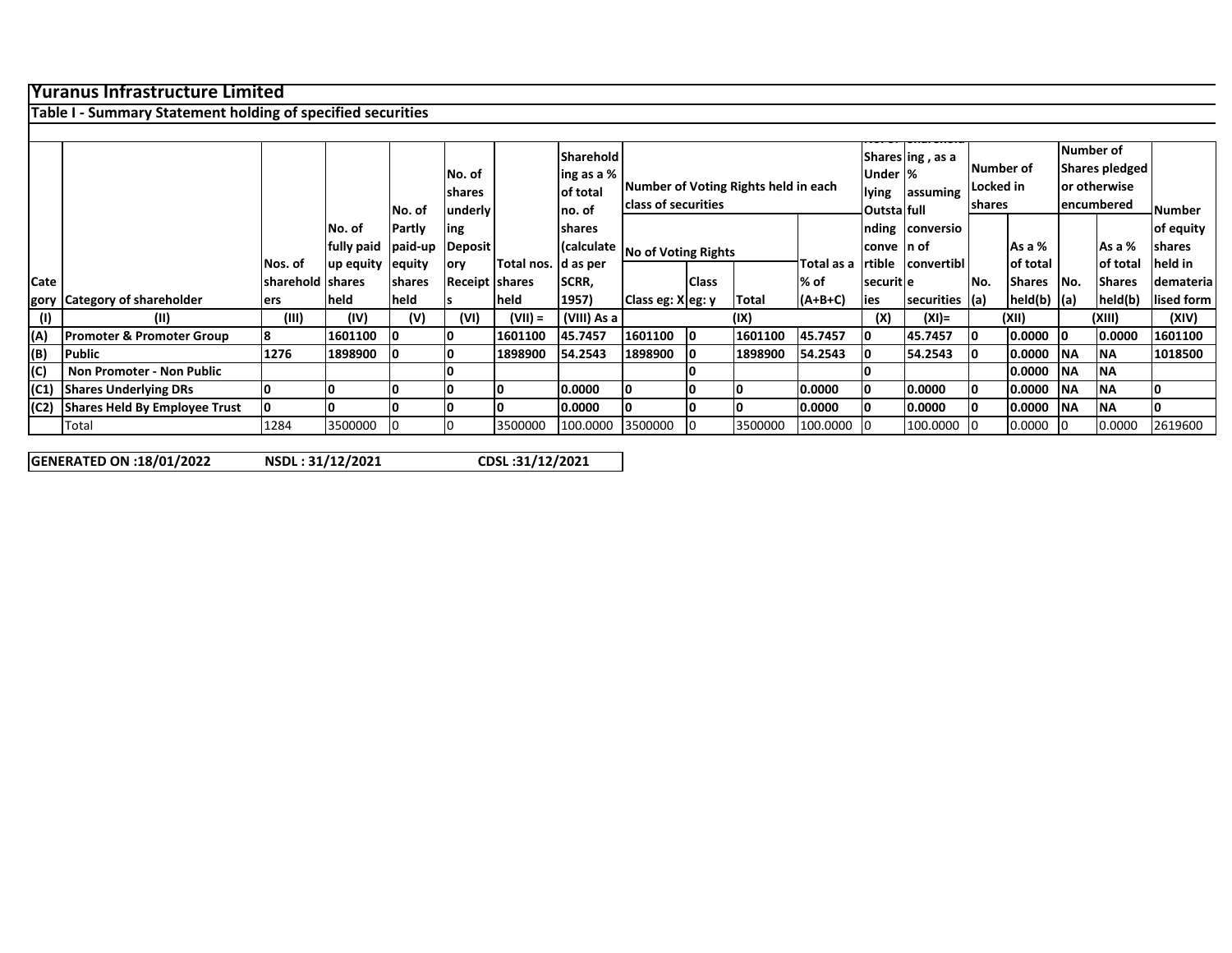# Yuranus Infrastructure Limited

## Table I - Summary Statement holding of specified securities

| Category | Category of shareholder | Nos. of shareholders | No. of fully paid up equity shares held | No. of Partly paid-up equity shares held | No. of shares underlying Depository Receipts | Total nos. shares held | Shareholding as a % of total no. of shares (calculated as per SCRR, 1957) | Number of Voting Rights held in each class of securities | | | | No. of Shares Underlying Outstanding convertible securities | Shareholding , as a % assuming full conversion of convertible securities | Number of Locked in shares | | Number of Shares pledged or otherwise encumbered | | Number of equity shares held in dematerialised form |
|---|---|---|---|---|---|---|---|---|---|---|---|---|---|---|---|---|---|---|
| | | | | | | | | No of Voting Rights | | | Total as a % of (A+B+C) | | | No. (a) | As a % of total Shares held(b) | No. (a) | As a % of total Shares held(b) | |
| | | | | | | | | Class eg: X | Class eg: y | Total | | | | | | | | |
| (I) | (II) | (III) | (IV) | (V) | (VI) | (VII) = | (VIII) As a | (IX) | | | | (X) | (XI)= | (XII) | | (XIII) | | (XIV) |
| (A) | **Promoter & Promoter Group** | 8 | 1601100 | 0 | 0 | 1601100 | 45.7457 | 1601100 | 0 | 1601100 | 45.7457 | 0 | 45.7457 | 0 | 0.0000 | 0 | 0.0000 | 1601100 |
| (B) | **Public** | 1276 | 1898900 | 0 | 0 | 1898900 | 54.2543 | 1898900 | 0 | 1898900 | 54.2543 | 0 | 54.2543 | 0 | 0.0000 | NA | NA | 1018500 |
| (C) | **Non Promoter - Non Public** | | | | 0 | | | | 0 | | | 0 | | | 0.0000 | NA | NA | |
| (C1) | **Shares Underlying DRs** | 0 | 0 | 0 | 0 | 0 | 0.0000 | 0 | 0 | 0 | 0.0000 | 0 | 0.0000 | 0 | 0.0000 | NA | NA | 0 |
| (C2) | **Shares Held By Employee Trust** | 0 | 0 | 0 | 0 | 0 | 0.0000 | 0 | 0 | 0 | 0.0000 | 0 | 0.0000 | 0 | 0.0000 | NA | NA | 0 |
| | Total | 1284 | 3500000 | 0 | 0 | 3500000 | 100.0000 | 3500000 | 0 | 3500000 | 100.0000 | 0 | 100.0000 | 0 | 0.0000 | 0 | 0.0000 | 2619600 |

**GENERATED ON :18/01/2022** **NSDL : 31/12/2021** **CDSL :31/12/2021**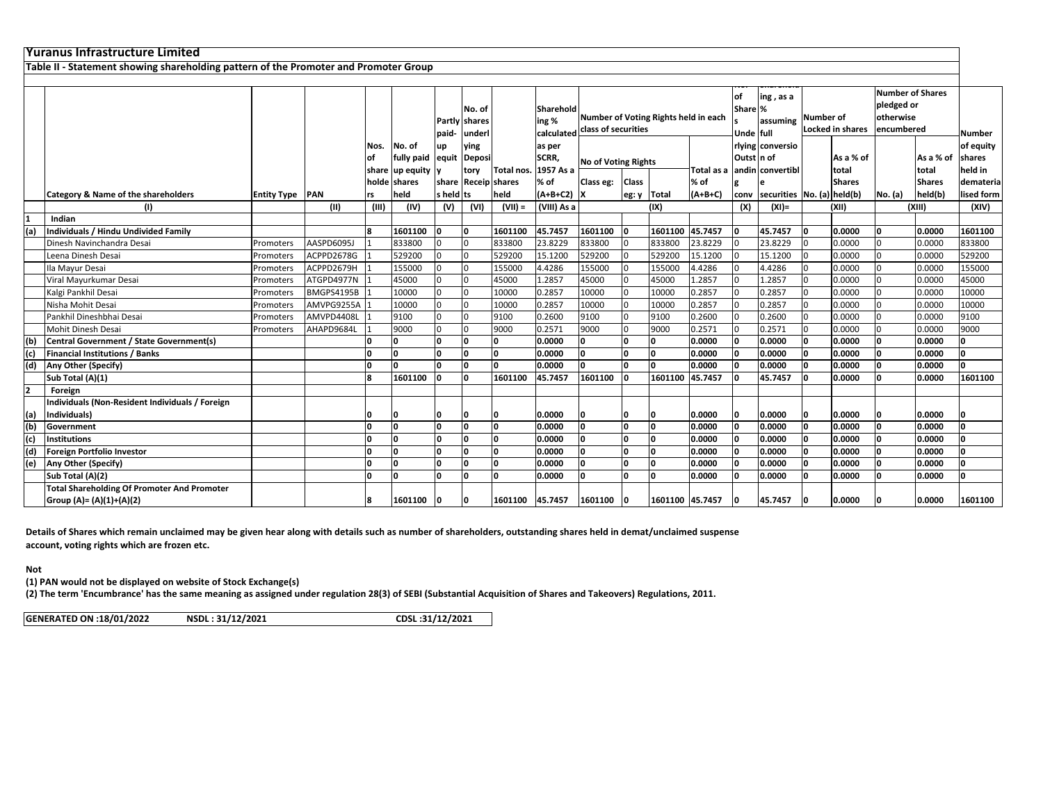# Yuranus Infrastructure Limited

## Table II - Statement showing shareholding pattern of the Promoter and Promoter Group

| | Category & Name of the shareholders | Entity Type | PAN | Nos. of shareholders | No. of fully paid up equity shares held | Partly paid-up equity shares held | No. of shares underlying Depository Receipts | Total nos. shares held | Shareholding % calculated as per SCRR, 1957 As a % of (A+B+C2) | Number of Voting Rights held in each class of securities | | | | No. of Shares Underlying Outstanding convertible securities | Shareholding, as a % assuming full conversion of convertible securities | Number of Locked in shares | | Number of Shares pledged or otherwise encumbered | | Number of equity shares held in dematerialised form |
|---|---|---|---|---|---|---|---|---|---|---|---|---|---|---|---|---|---|---|---|---|
| | | | | | | | | | | No of Voting Rights | | | Total as a % of (A+B+C) | | | No. (a) | As a % of total Shares held(b) | No. (a) | As a % of total Shares held(b) | |
| | | | | | | | | | | Class eg: X | Class eg: y | Total | | | | | | | | |
| | (I) | | (II) | (III) | (IV) | (V) | (VI) | (VII) = | (VIII) As a | (IX) | | | | (X) | (XI)= | (XII) | | (XIII) | | (XIV) |
| 1 | **Indian** | | | | | | | | | | | | | | | | | | | |
| (a) | **Individuals / Hindu Undivided Family** | | | **8** | **1601100** | **0** | **0** | **1601100** | **45.7457** | **1601100** | **0** | **1601100** | **45.7457** | **0** | **45.7457** | **0** | **0.0000** | **0** | **0.0000** | **1601100** |
| | Dinesh Navinchandra Desai | Promoters | AASPD6095J | 1 | 833800 | 0 | 0 | 833800 | 23.8229 | 833800 | 0 | 833800 | 23.8229 | 0 | 23.8229 | 0 | 0.0000 | 0 | 0.0000 | 833800 |
| | Leena Dinesh Desai | Promoters | ACPPD2678G | 1 | 529200 | 0 | 0 | 529200 | 15.1200 | 529200 | 0 | 529200 | 15.1200 | 0 | 15.1200 | 0 | 0.0000 | 0 | 0.0000 | 529200 |
| | Ila Mayur Desai | Promoters | ACPPD2679H | 1 | 155000 | 0 | 0 | 155000 | 4.4286 | 155000 | 0 | 155000 | 4.4286 | 0 | 4.4286 | 0 | 0.0000 | 0 | 0.0000 | 155000 |
| | Viral Mayurkumar Desai | Promoters | ATGPD4977N | 1 | 45000 | 0 | 0 | 45000 | 1.2857 | 45000 | 0 | 45000 | 1.2857 | 0 | 1.2857 | 0 | 0.0000 | 0 | 0.0000 | 45000 |
| | Kalgi Pankhil Desai | Promoters | BMGPS4195B | 1 | 10000 | 0 | 0 | 10000 | 0.2857 | 10000 | 0 | 10000 | 0.2857 | 0 | 0.2857 | 0 | 0.0000 | 0 | 0.0000 | 10000 |
| | Nisha Mohit Desai | Promoters | AMVPG9255A | 1 | 10000 | 0 | 0 | 10000 | 0.2857 | 10000 | 0 | 10000 | 0.2857 | 0 | 0.2857 | 0 | 0.0000 | 0 | 0.0000 | 10000 |
| | Pankhil Dineshbhai Desai | Promoters | AMVPD4408L | 1 | 9100 | 0 | 0 | 9100 | 0.2600 | 9100 | 0 | 9100 | 0.2600 | 0 | 0.2600 | 0 | 0.0000 | 0 | 0.0000 | 9100 |
| | Mohit Dinesh Desai | Promoters | AHAPD9684L | 1 | 9000 | 0 | 0 | 9000 | 0.2571 | 9000 | 0 | 9000 | 0.2571 | 0 | 0.2571 | 0 | 0.0000 | 0 | 0.0000 | 9000 |
| (b) | **Central Government / State Government(s)** | | | **0** | **0** | **0** | **0** | **0** | **0.0000** | **0** | **0** | **0** | **0.0000** | **0** | **0.0000** | **0** | **0.0000** | **0** | **0.0000** | **0** |
| (c) | **Financial Institutions / Banks** | | | **0** | **0** | **0** | **0** | **0** | **0.0000** | **0** | **0** | **0** | **0.0000** | **0** | **0.0000** | **0** | **0.0000** | **0** | **0.0000** | **0** |
| (d) | **Any Other (Specify)** | | | **0** | **0** | **0** | **0** | **0** | **0.0000** | **0** | **0** | **0** | **0.0000** | **0** | **0.0000** | **0** | **0.0000** | **0** | **0.0000** | **0** |
| | **Sub Total (A)(1)** | | | **8** | **1601100** | **0** | **0** | **1601100** | **45.7457** | **1601100** | **0** | **1601100** | **45.7457** | **0** | **45.7457** | **0** | **0.0000** | **0** | **0.0000** | **1601100** |
| 2 | **Foreign** | | | | | | | | | | | | | | | | | | | |
| (a) | **Individuals (Non-Resident Individuals / Foreign Individuals)** | | | **0** | **0** | **0** | **0** | **0** | **0.0000** | **0** | **0** | **0** | **0.0000** | **0** | **0.0000** | **0** | **0.0000** | **0** | **0.0000** | **0** |
| (b) | **Government** | | | **0** | **0** | **0** | **0** | **0** | **0.0000** | **0** | **0** | **0** | **0.0000** | **0** | **0.0000** | **0** | **0.0000** | **0** | **0.0000** | **0** |
| (c) | **Institutions** | | | **0** | **0** | **0** | **0** | **0** | **0.0000** | **0** | **0** | **0** | **0.0000** | **0** | **0.0000** | **0** | **0.0000** | **0** | **0.0000** | **0** |
| (d) | **Foreign Portfolio Investor** | | | **0** | **0** | **0** | **0** | **0** | **0.0000** | **0** | **0** | **0** | **0.0000** | **0** | **0.0000** | **0** | **0.0000** | **0** | **0.0000** | **0** |
| (e) | **Any Other (Specify)** | | | **0** | **0** | **0** | **0** | **0** | **0.0000** | **0** | **0** | **0** | **0.0000** | **0** | **0.0000** | **0** | **0.0000** | **0** | **0.0000** | **0** |
| | **Sub Total (A)(2)** | | | **0** | **0** | **0** | **0** | **0** | **0.0000** | **0** | **0** | **0** | **0.0000** | **0** | **0.0000** | **0** | **0.0000** | **0** | **0.0000** | **0** |
| | **Total Shareholding Of Promoter And Promoter Group (A)= (A)(1)+(A)(2)** | | | **8** | **1601100** | **0** | **0** | **1601100** | **45.7457** | **1601100** | **0** | **1601100** | **45.7457** | **0** | **45.7457** | **0** | **0.0000** | **0** | **0.0000** | **1601100** |

**Details of Shares which remain unclaimed may be given hear along with details such as number of shareholders, outstanding shares held in demat/unclaimed suspense account, voting rights which are frozen etc.**

**Not**

**(1) PAN would not be displayed on website of Stock Exchange(s)**

**(2) The term 'Encumbrance' has the same meaning as assigned under regulation 28(3) of SEBI (Substantial Acquisition of Shares and Takeovers) Regulations, 2011.**

**GENERATED ON :18/01/2022 NSDL : 31/12/2021 CDSL :31/12/2021**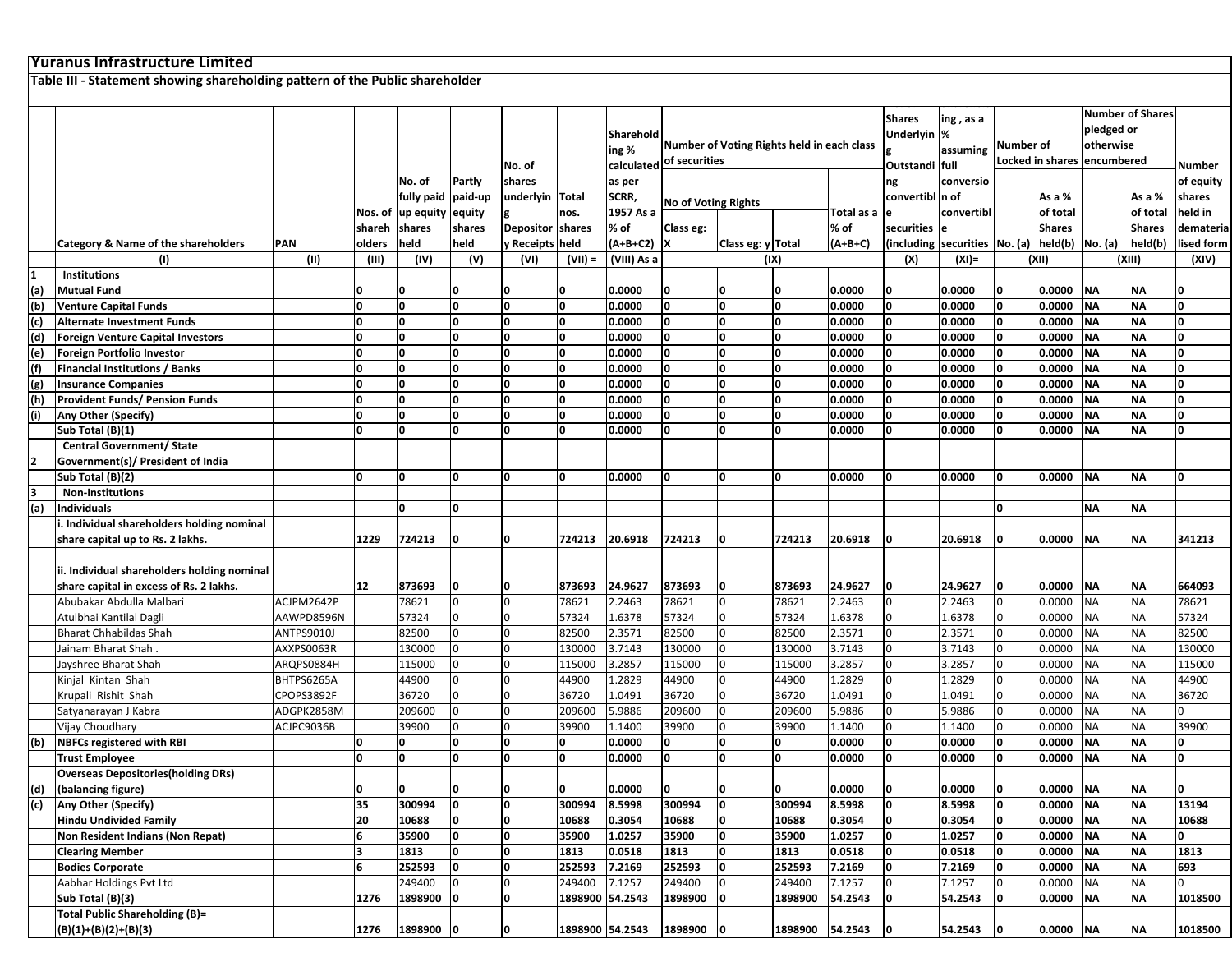# Yuranus Infrastructure Limited

## Table III - Statement showing shareholding pattern of the Public shareholder

| | Category & Name of the shareholders | PAN | Nos. of shareholders | No. of fully paid up equity shares held | Partly paid-up equity shares held | No. of shares underlying Depository Receipts | Total nos. shares held | Shareholding % calculated as per SCRR, 1957 As a % of (A+B+C2) | Number of Voting Rights held in each class of securities | | | | Shares Underlying Outstanding convertible securities (including | Shareholding , as a % assuming full conversion of convertible securities | Number of Locked in shares | | Number of Shares pledged or otherwise encumbered | | Number of equity shares held in dematerialised form |
|---|---|---|---|---|---|---|---|---|---|---|---|---|---|---|---|---|---|---|---|
| | | | | | | | | | No of Voting Rights | | | Total as a % of (A+B+C) | | | No. (a) | As a % of total Shares held(b) | No. (a) | As a % of total Shares held(b) | |
| | | | | | | | | | Class eg: X | Class eg: y | Total | | | | | | | | |
| | (I) | (II) | (III) | (IV) | (V) | (VI) | (VII) = | (VIII) As a | (IX) | | | | (X) | (XI)= | (XII) | | (XIII) | | (XIV) |
| 1 | Institutions | | | | | | | | | | | | | | | | | | |
| (a) | Mutual Fund | | 0 | 0 | 0 | 0 | 0 | 0.0000 | 0 | 0 | 0 | 0.0000 | 0 | 0.0000 | 0 | 0.0000 | NA | NA | 0 |
| (b) | Venture Capital Funds | | 0 | 0 | 0 | 0 | 0 | 0.0000 | 0 | 0 | 0 | 0.0000 | 0 | 0.0000 | 0 | 0.0000 | NA | NA | 0 |
| (c) | Alternate Investment Funds | | 0 | 0 | 0 | 0 | 0 | 0.0000 | 0 | 0 | 0 | 0.0000 | 0 | 0.0000 | 0 | 0.0000 | NA | NA | 0 |
| (d) | Foreign Venture Capital Investors | | 0 | 0 | 0 | 0 | 0 | 0.0000 | 0 | 0 | 0 | 0.0000 | 0 | 0.0000 | 0 | 0.0000 | NA | NA | 0 |
| (e) | Foreign Portfolio Investor | | 0 | 0 | 0 | 0 | 0 | 0.0000 | 0 | 0 | 0 | 0.0000 | 0 | 0.0000 | 0 | 0.0000 | NA | NA | 0 |
| (f) | Financial Institutions / Banks | | 0 | 0 | 0 | 0 | 0 | 0.0000 | 0 | 0 | 0 | 0.0000 | 0 | 0.0000 | 0 | 0.0000 | NA | NA | 0 |
| (g) | Insurance Companies | | 0 | 0 | 0 | 0 | 0 | 0.0000 | 0 | 0 | 0 | 0.0000 | 0 | 0.0000 | 0 | 0.0000 | NA | NA | 0 |
| (h) | Provident Funds/ Pension Funds | | 0 | 0 | 0 | 0 | 0 | 0.0000 | 0 | 0 | 0 | 0.0000 | 0 | 0.0000 | 0 | 0.0000 | NA | NA | 0 |
| (i) | Any Other (Specify) | | 0 | 0 | 0 | 0 | 0 | 0.0000 | 0 | 0 | 0 | 0.0000 | 0 | 0.0000 | 0 | 0.0000 | NA | NA | 0 |
| | Sub Total (B)(1) | | 0 | 0 | 0 | 0 | 0 | 0.0000 | 0 | 0 | 0 | 0.0000 | 0 | 0.0000 | 0 | 0.0000 | NA | NA | 0 |
| 2 | Central Government/ State Government(s)/ President of India | | | | | | | | | | | | | | | | | | |
| | Sub Total (B)(2) | | 0 | 0 | 0 | 0 | 0 | 0.0000 | 0 | 0 | 0 | 0.0000 | 0 | 0.0000 | 0 | 0.0000 | NA | NA | 0 |
| 3 | Non-Institutions | | | | | | | | | | | | | | | | | | |
| (a) | Individuals | | | 0 | 0 | | | | | | | | | | 0 | | NA | NA | |
| | i. Individual shareholders holding nominal share capital up to Rs. 2 lakhs. | | 1229 | 724213 | 0 | 0 | 724213 | 20.6918 | 724213 | 0 | 724213 | 20.6918 | 0 | 20.6918 | 0 | 0.0000 | NA | NA | 341213 |
| | ii. Individual shareholders holding nominal share capital in excess of Rs. 2 lakhs. | | 12 | 873693 | 0 | 0 | 873693 | 24.9627 | 873693 | 0 | 873693 | 24.9627 | 0 | 24.9627 | 0 | 0.0000 | NA | NA | 664093 |
| | Abubakar Abdulla Malbari | ACJPM2642P | | 78621 | 0 | 0 | 78621 | 2.2463 | 78621 | 0 | 78621 | 2.2463 | 0 | 2.2463 | 0 | 0.0000 | NA | NA | 78621 |
| | Atulbhai Kantilal Dagli | AAWPD8596N | | 57324 | 0 | 0 | 57324 | 1.6378 | 57324 | 0 | 57324 | 1.6378 | 0 | 1.6378 | 0 | 0.0000 | NA | NA | 57324 |
| | Bharat Chhabildas Shah | ANTPS9010J | | 82500 | 0 | 0 | 82500 | 2.3571 | 82500 | 0 | 82500 | 2.3571 | 0 | 2.3571 | 0 | 0.0000 | NA | NA | 82500 |
| | Jainam Bharat Shah . | AXXPS0063R | | 130000 | 0 | 0 | 130000 | 3.7143 | 130000 | 0 | 130000 | 3.7143 | 0 | 3.7143 | 0 | 0.0000 | NA | NA | 130000 |
| | Jayshree Bharat Shah | ARQPS0884H | | 115000 | 0 | 0 | 115000 | 3.2857 | 115000 | 0 | 115000 | 3.2857 | 0 | 3.2857 | 0 | 0.0000 | NA | NA | 115000 |
| | Kinjal Kintan Shah | BHTPS6265A | | 44900 | 0 | 0 | 44900 | 1.2829 | 44900 | 0 | 44900 | 1.2829 | 0 | 1.2829 | 0 | 0.0000 | NA | NA | 44900 |
| | Krupali Rishit Shah | CPOPS3892F | | 36720 | 0 | 0 | 36720 | 1.0491 | 36720 | 0 | 36720 | 1.0491 | 0 | 1.0491 | 0 | 0.0000 | NA | NA | 36720 |
| | Satyanarayan J Kabra | ADGPK2858M | | 209600 | 0 | 0 | 209600 | 5.9886 | 209600 | 0 | 209600 | 5.9886 | 0 | 5.9886 | 0 | 0.0000 | NA | NA | 0 |
| | Vijay Choudhary | ACJPC9036B | | 39900 | 0 | 0 | 39900 | 1.1400 | 39900 | 0 | 39900 | 1.1400 | 0 | 1.1400 | 0 | 0.0000 | NA | NA | 39900 |
| (b) | NBFCs registered with RBI | | 0 | 0 | 0 | 0 | 0 | 0.0000 | 0 | 0 | 0 | 0.0000 | 0 | 0.0000 | 0 | 0.0000 | NA | NA | 0 |
| | Trust Employee | | 0 | 0 | 0 | 0 | 0 | 0.0000 | 0 | 0 | 0 | 0.0000 | 0 | 0.0000 | 0 | 0.0000 | NA | NA | 0 |
| (d) | Overseas Depositories(holding DRs) (balancing figure) | | 0 | 0 | 0 | 0 | 0 | 0.0000 | 0 | 0 | 0 | 0.0000 | 0 | 0.0000 | 0 | 0.0000 | NA | NA | 0 |
| (c) | Any Other (Specify) | | 35 | 300994 | 0 | 0 | 300994 | 8.5998 | 300994 | 0 | 300994 | 8.5998 | 0 | 8.5998 | 0 | 0.0000 | NA | NA | 13194 |
| | Hindu Undivided Family | | 20 | 10688 | 0 | 0 | 10688 | 0.3054 | 10688 | 0 | 10688 | 0.3054 | 0 | 0.3054 | 0 | 0.0000 | NA | NA | 10688 |
| | Non Resident Indians (Non Repat) | | 6 | 35900 | 0 | 0 | 35900 | 1.0257 | 35900 | 0 | 35900 | 1.0257 | 0 | 1.0257 | 0 | 0.0000 | NA | NA | 0 |
| | Clearing Member | | 3 | 1813 | 0 | 0 | 1813 | 0.0518 | 1813 | 0 | 1813 | 0.0518 | 0 | 0.0518 | 0 | 0.0000 | NA | NA | 1813 |
| | Bodies Corporate | | 6 | 252593 | 0 | 0 | 252593 | 7.2169 | 252593 | 0 | 252593 | 7.2169 | 0 | 7.2169 | 0 | 0.0000 | NA | NA | 693 |
| | Aabhar Holdings Pvt Ltd | | | 249400 | 0 | 0 | 249400 | 7.1257 | 249400 | 0 | 249400 | 7.1257 | 0 | 7.1257 | 0 | 0.0000 | NA | NA | 0 |
| | Sub Total (B)(3) | | 1276 | 1898900 | 0 | 0 | 1898900 | 54.2543 | 1898900 | 0 | 1898900 | 54.2543 | 0 | 54.2543 | 0 | 0.0000 | NA | NA | 1018500 |
| | Total Public Shareholding (B)= (B)(1)+(B)(2)+(B)(3) | | 1276 | 1898900 | 0 | 0 | 1898900 | 54.2543 | 1898900 | 0 | 1898900 | 54.2543 | 0 | 54.2543 | 0 | 0.0000 | NA | NA | 1018500 |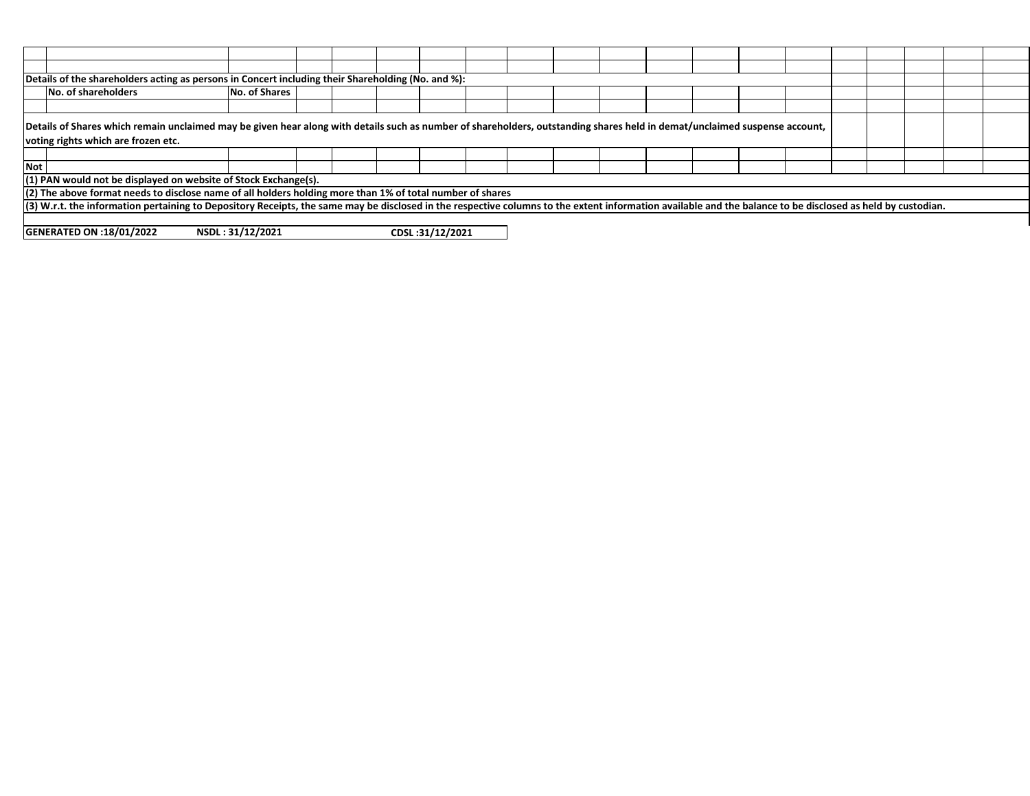Details of the shareholders acting as persons in Concert including their Shareholding (No. and %):

| No. of shareholders | No. of Shares |
|---|---|
| | |

Details of Shares which remain unclaimed may be given hear along with details such as number of shareholders, outstanding shares held in demat/unclaimed suspense account, voting rights which are frozen etc.

Not

(1) PAN would not be displayed on website of Stock Exchange(s).

(2) The above format needs to disclose name of all holders holding more than 1% of total number of shares

(3) W.r.t. the information pertaining to Depository Receipts, the same may be disclosed in the respective columns to the extent information available and the balance to be disclosed as held by custodian.

| GENERATED ON :18/01/2022 | NSDL : 31/12/2021 | CDSL :31/12/2021 |
|---|---|---|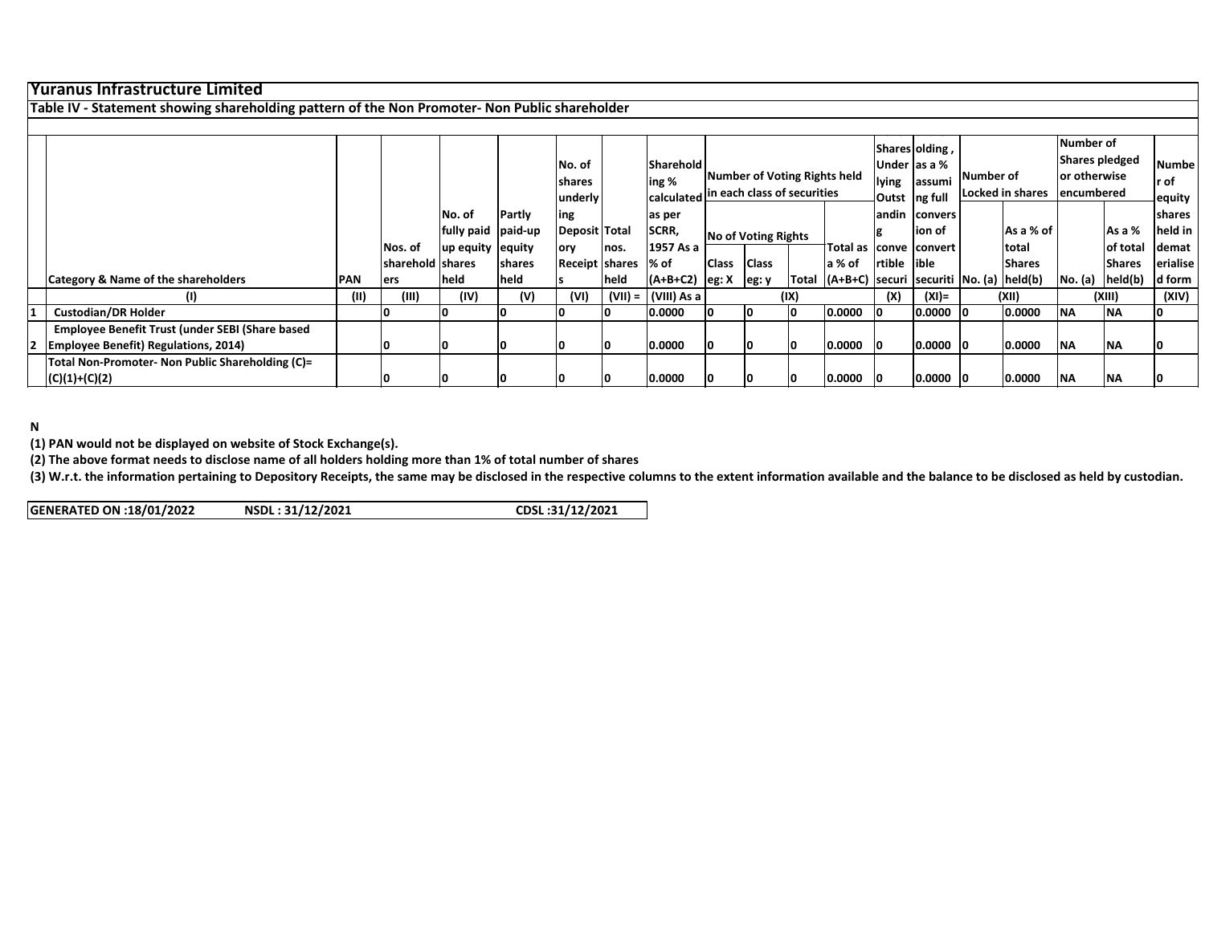# Yuranus Infrastructure Limited

## Table IV - Statement showing shareholding pattern of the Non Promoter- Non Public shareholder

| | Category & Name of the shareholders | PAN | Nos. of shareholders | No. of fully paid up equity shares held | Partly paid-up equity shares held | No. of shares underlying Depository Receipts | Total nos. shares held | Shareholding % calculated as per SCRR, 1957 As a % of (A+B+C2) | Number of Voting Rights held in each class of securities | | | | Shares Underlying Outstanding convertible securities | Shareholding , as a % assuming full conversion of convertible securities | Number of Locked in shares | | Number of Shares pledged or otherwise encumbered | | Number of equity shares held in dematerialised form |
|---|---|---|---|---|---|---|---|---|---|---|---|---|---|---|---|---|---|---|---|
| | | | | | | | | | No of Voting Rights | | | Total as a % of (A+B+C) | | | No. (a) | As a % of total Shares held(b) | No. (a) | As a % of total Shares held(b) | |
| | | | | | | | | | Class eg: X | Class eg: y | Total | | | | | | | | |
| | (I) | (II) | (III) | (IV) | (V) | (VI) | (VII) = | (VIII) As a | (IX) | | | | (X) | (XI)= | (XII) | | (XIII) | | (XIV) |
| 1 | Custodian/DR Holder | | 0 | 0 | 0 | 0 | 0 | 0.0000 | 0 | 0 | 0 | 0.0000 | 0 | 0.0000 | 0 | 0.0000 | NA | NA | 0 |
| 2 | Employee Benefit Trust (under SEBI (Share based Employee Benefit) Regulations, 2014) | | 0 | 0 | 0 | 0 | 0 | 0.0000 | 0 | 0 | 0 | 0.0000 | 0 | 0.0000 | 0 | 0.0000 | NA | NA | 0 |
| | Total Non-Promoter- Non Public Shareholding (C)= (C)(1)+(C)(2) | | 0 | 0 | 0 | 0 | 0 | 0.0000 | 0 | 0 | 0 | 0.0000 | 0 | 0.0000 | 0 | 0.0000 | NA | NA | 0 |

**N**

**(1) PAN would not be displayed on website of Stock Exchange(s).**

**(2) The above format needs to disclose name of all holders holding more than 1% of total number of shares**

**(3) W.r.t. the information pertaining to Depository Receipts, the same may be disclosed in the respective columns to the extent information available and the balance to be disclosed as held by custodian.**

**GENERATED ON :18/01/2022 NSDL : 31/12/2021 CDSL :31/12/2021**